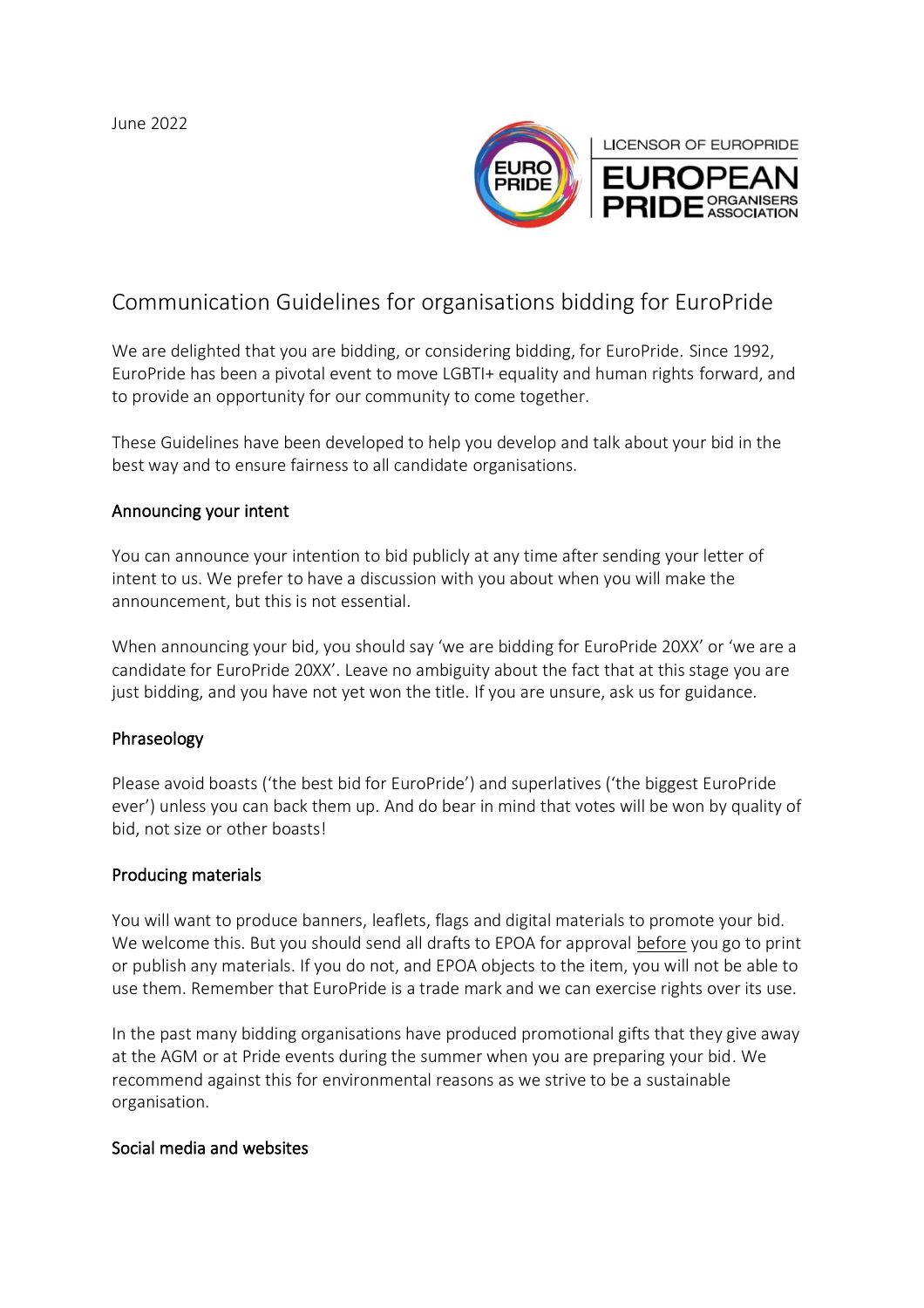June 2022

LICENSOR OF EUROPRIDE

EUROPEAN PRIDE ORGANISERS ASSOCIATION

# Communication Guidelines for organisations bidding for EuroPride

We are delighted that you are bidding, or considering bidding, for EuroPride. Since 1992, EuroPride has been a pivotal event to move LGBTI+ equality and human rights forward, and to provide an opportunity for our community to come together.

These Guidelines have been developed to help you develop and talk about your bid in the best way and to ensure fairness to all candidate organisations.

## Announcing your intent

You can announce your intention to bid publicly at any time after sending your letter of intent to us. We prefer to have a discussion with you about when you will make the announcement, but this is not essential.

When announcing your bid, you should say 'we are bidding for EuroPride 20XX' or 'we are a candidate for EuroPride 20XX'. Leave no ambiguity about the fact that at this stage you are just bidding, and you have not yet won the title. If you are unsure, ask us for guidance.

## Phraseology

Please avoid boasts ('the best bid for EuroPride') and superlatives ('the biggest EuroPride ever') unless you can back them up. And do bear in mind that votes will be won by quality of bid, not size or other boasts!

## Producing materials

You will want to produce banners, leaflets, flags and digital materials to promote your bid. We welcome this. But you should send all drafts to EPOA for approval before you go to print or publish any materials. If you do not, and EPOA objects to the item, you will not be able to use them. Remember that EuroPride is a trade mark and we can exercise rights over its use.

In the past many bidding organisations have produced promotional gifts that they give away at the AGM or at Pride events during the summer when you are preparing your bid. We recommend against this for environmental reasons as we strive to be a sustainable organisation.

## Social media and websites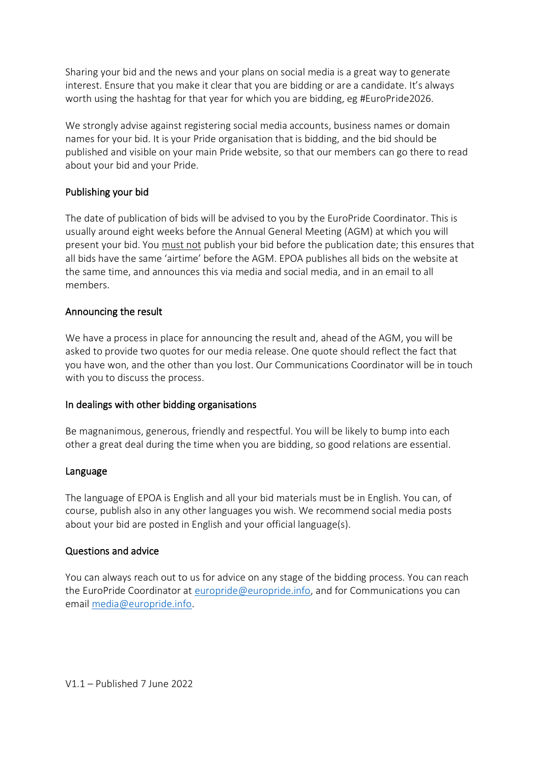Sharing your bid and the news and your plans on social media is a great way to generate interest. Ensure that you make it clear that you are bidding or are a candidate. It's always worth using the hashtag for that year for which you are bidding, eg #EuroPride2026.

We strongly advise against registering social media accounts, business names or domain names for your bid. It is your Pride organisation that is bidding, and the bid should be published and visible on your main Pride website, so that our members can go there to read about your bid and your Pride.

### Publishing your bid

The date of publication of bids will be advised to you by the EuroPride Coordinator. This is usually around eight weeks before the Annual General Meeting (AGM) at which you will present your bid. You must not publish your bid before the publication date; this ensures that all bids have the same 'airtime' before the AGM. EPOA publishes all bids on the website at the same time, and announces this via media and social media, and in an email to all members.

### Announcing the result

We have a process in place for announcing the result and, ahead of the AGM, you will be asked to provide two quotes for our media release. One quote should reflect the fact that you have won, and the other than you lost. Our Communications Coordinator will be in touch with you to discuss the process.

### In dealings with other bidding organisations

Be magnanimous, generous, friendly and respectful. You will be likely to bump into each other a great deal during the time when you are bidding, so good relations are essential.

### Language

The language of EPOA is English and all your bid materials must be in English. You can, of course, publish also in any other languages you wish. We recommend social media posts about your bid are posted in English and your official language(s).

### Questions and advice

You can always reach out to us for advice on any stage of the bidding process. You can reach the EuroPride Coordinator at europride@europride.info, and for Communications you can email media@europride.info.

V1.1 – Published 7 June 2022